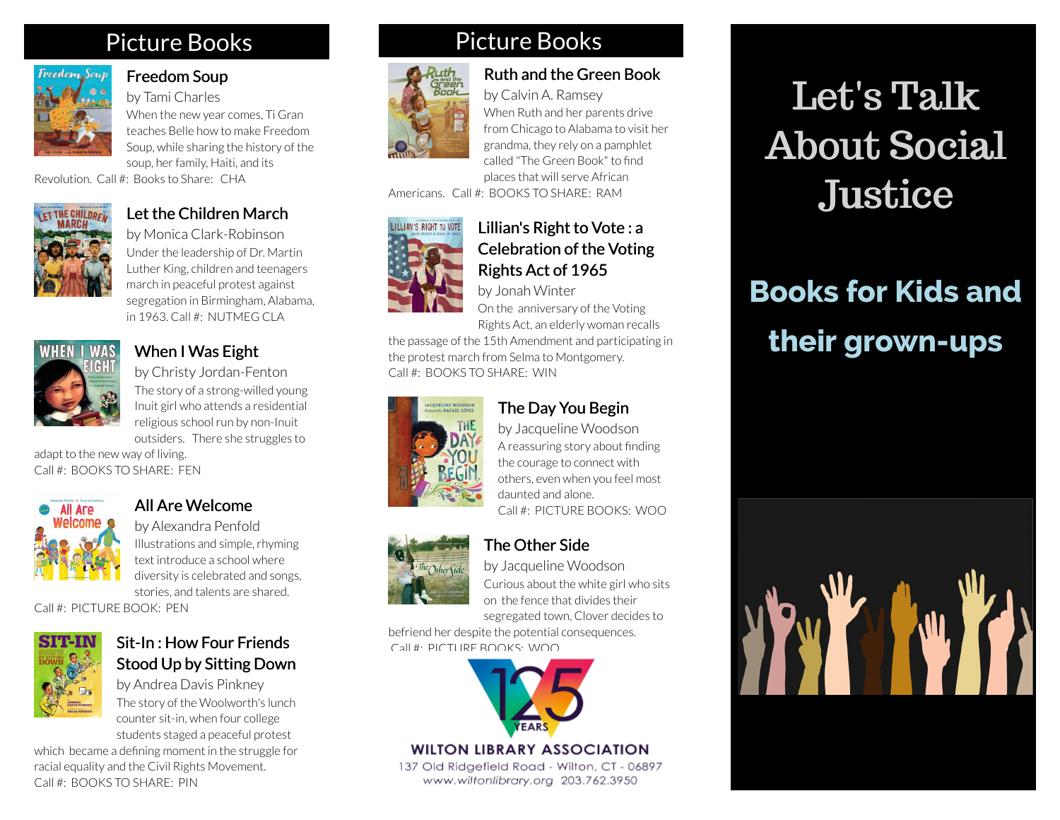## Picture Books

### Freedom Soup
by Tami Charles

When the new year comes, Ti Gran teaches Belle how to make Freedom Soup, while sharing the history of the soup, her family, Haiti, and its Revolution. Call #: Books to Share: CHA

### Let the Children March
by Monica Clark-Robinson

Under the leadership of Dr. Martin Luther King, children and teenagers march in peaceful protest against segregation in Birmingham, Alabama, in 1963. Call #: NUTMEG CLA

### When I Was Eight
by Christy Jordan-Fenton

The story of a strong-willed young Inuit girl who attends a residential religious school run by non-Inuit outsiders. There she struggles to adapt to the new way of living.
Call #: BOOKS TO SHARE: FEN

### All Are Welcome
by Alexandra Penfold

Illustrations and simple, rhyming text introduce a school where diversity is celebrated and songs, stories, and talents are shared.
Call #: PICTURE BOOK: PEN

### Sit-In : How Four Friends Stood Up by Sitting Down
by Andrea Davis Pinkney

The story of the Woolworth's lunch counter sit-in, when four college students staged a peaceful protest which became a defining moment in the struggle for racial equality and the Civil Rights Movement.
Call #: BOOKS TO SHARE: PIN

## Picture Books

### Ruth and the Green Book
by Calvin A. Ramsey

When Ruth and her parents drive from Chicago to Alabama to visit her grandma, they rely on a pamphlet called "The Green Book" to find places that will serve African Americans. Call #: BOOKS TO SHARE: RAM

### Lillian's Right to Vote : a Celebration of the Voting Rights Act of 1965
by Jonah Winter

On the anniversary of the Voting Rights Act, an elderly woman recalls the passage of the 15th Amendment and participating in the protest march from Selma to Montgomery.
Call #: BOOKS TO SHARE: WIN

### The Day You Begin
by Jacqueline Woodson

A reassuring story about finding the courage to connect with others, even when you feel most daunted and alone.
Call #: PICTURE BOOKS: WOO

### The Other Side
by Jacqueline Woodson

Curious about the white girl who sits on the fence that divides their segregated town, Clover decides to befriend her despite the potential consequences.
Call #: PICTURE BOOKS: WOO

125 YEARS

WILTON LIBRARY ASSOCIATION
137 Old Ridgefield Road - Wilton, CT - 06897
www.wiltonlibrary.org 203.762.3950

# Let's Talk About Social Justice

## Books for Kids and their grown-ups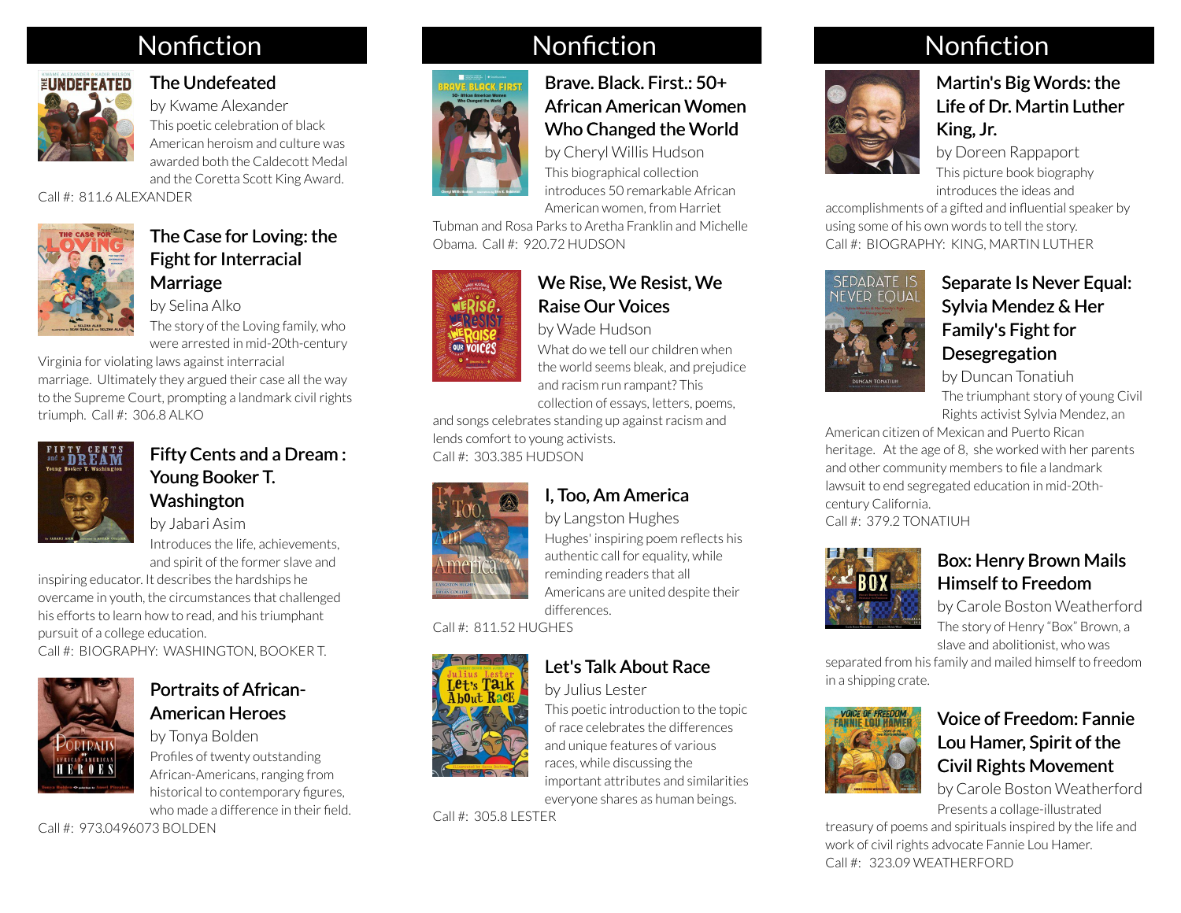## Nonfiction

### The Undefeated

by Kwame Alexander

This poetic celebration of black American heroism and culture was awarded both the Caldecott Medal and the Coretta Scott King Award.

Call #: 811.6 ALEXANDER

### The Case for Loving: the Fight for Interracial Marriage

by Selina Alko

The story of the Loving family, who were arrested in mid-20th-century Virginia for violating laws against interracial marriage. Ultimately they argued their case all the way to the Supreme Court, prompting a landmark civil rights triumph. Call #: 306.8 ALKO

### Fifty Cents and a Dream : Young Booker T. Washington

by Jabari Asim

Introduces the life, achievements, and spirit of the former slave and inspiring educator. It describes the hardships he overcame in youth, the circumstances that challenged his efforts to learn how to read, and his triumphant pursuit of a college education.

Call #: BIOGRAPHY: WASHINGTON, BOOKER T.

### Portraits of African-American Heroes

by Tonya Bolden

Profiles of twenty outstanding African-Americans, ranging from historical to contemporary figures, who made a difference in their field.

Call #: 973.0496073 BOLDEN

## Nonfiction

### Brave. Black. First.: 50+ African American Women Who Changed the World

by Cheryl Willis Hudson

This biographical collection introduces 50 remarkable African American women, from Harriet Tubman and Rosa Parks to Aretha Franklin and Michelle Obama. Call #: 920.72 HUDSON

### We Rise, We Resist, We Raise Our Voices

by Wade Hudson

What do we tell our children when the world seems bleak, and prejudice and racism run rampant? This collection of essays, letters, poems, and songs celebrates standing up against racism and lends comfort to young activists.

Call #: 303.385 HUDSON

### I, Too, Am America

by Langston Hughes

Hughes' inspiring poem reflects his authentic call for equality, while reminding readers that all Americans are united despite their differences.

Call #: 811.52 HUGHES

### Let's Talk About Race

by Julius Lester

This poetic introduction to the topic of race celebrates the differences and unique features of various races, while discussing the important attributes and similarities everyone shares as human beings.

Call #: 305.8 LESTER

## Nonfiction

### Martin's Big Words: the Life of Dr. Martin Luther King, Jr.

by Doreen Rappaport

This picture book biography introduces the ideas and accomplishments of a gifted and influential speaker by using some of his own words to tell the story.

Call #: BIOGRAPHY: KING, MARTIN LUTHER

### Separate Is Never Equal: Sylvia Mendez & Her Family's Fight for Desegregation

by Duncan Tonatiuh

The triumphant story of young Civil Rights activist Sylvia Mendez, an American citizen of Mexican and Puerto Rican heritage. At the age of 8, she worked with her parents and other community members to file a landmark lawsuit to end segregated education in mid-20th-century California.

Call #: 379.2 TONATIUH

### Box: Henry Brown Mails Himself to Freedom

by Carole Boston Weatherford

The story of Henry "Box" Brown, a slave and abolitionist, who was separated from his family and mailed himself to freedom in a shipping crate.

### Voice of Freedom: Fannie Lou Hamer, Spirit of the Civil Rights Movement

by Carole Boston Weatherford

Presents a collage-illustrated treasury of poems and spirituals inspired by the life and work of civil rights advocate Fannie Lou Hamer.

Call #: 323.09 WEATHERFORD